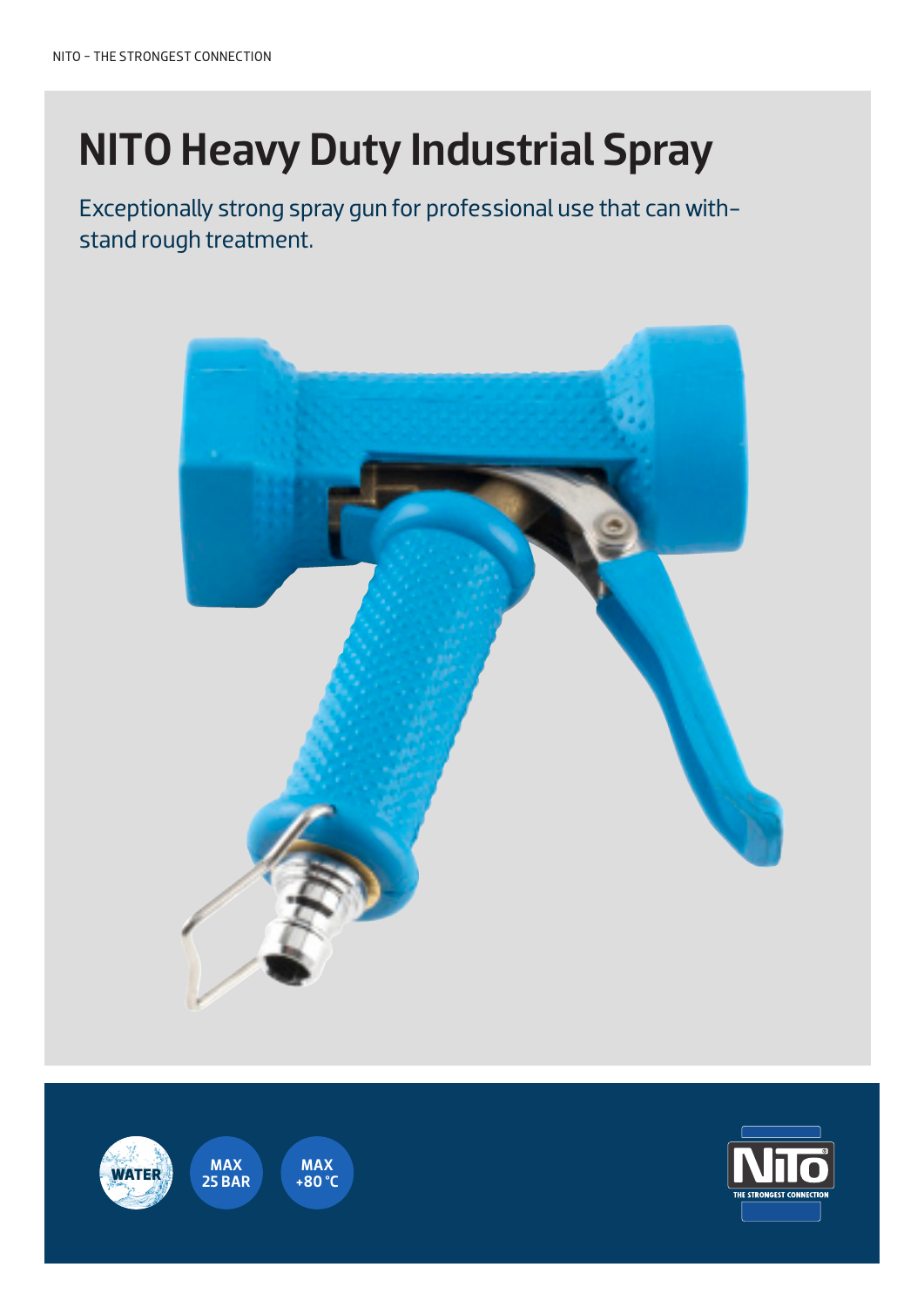# NITO Heavy Duty Industrial Spray

Exceptionally strong spray gun for professional use that can withstand rough treatment.

WATER

MAX 25 BAR

MAX +80 °C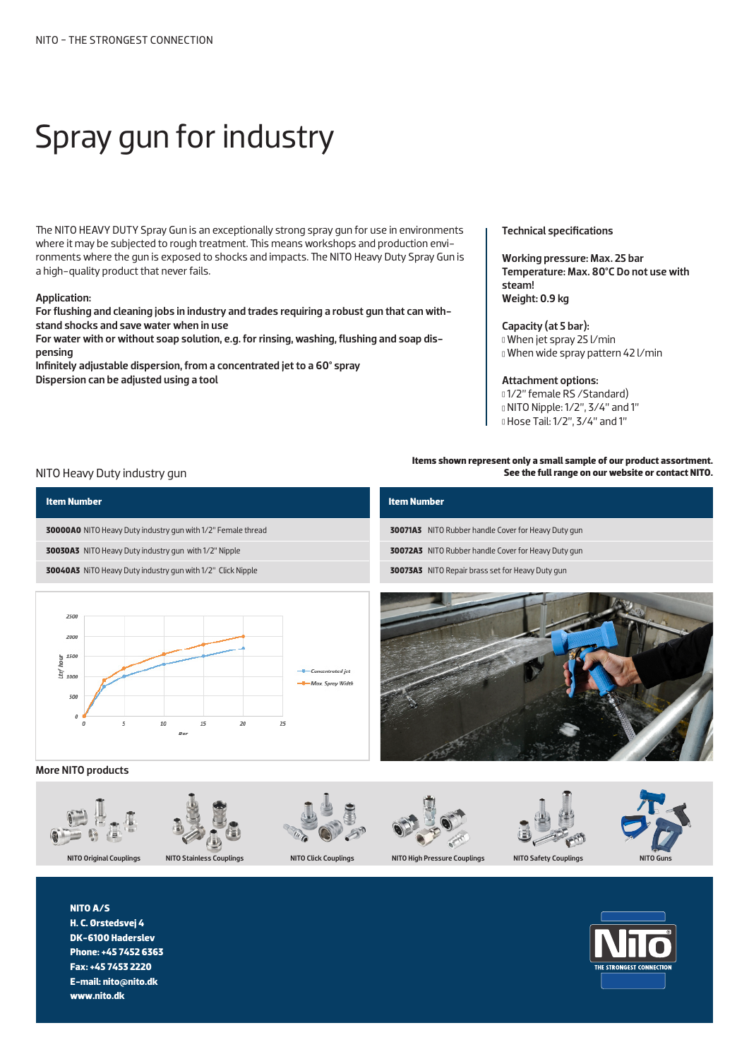# Spray gun for industry

The NITO HEAVY DUTY Spray Gun is an exceptionally strong spray gun for use in environments where it may be subjected to rough treatment. This means workshops and production environments where the gun is exposed to shocks and impacts. The NITO Heavy Duty Spray Gun is a high-quality product that never fails.

**Application:**
**For flushing and cleaning jobs in industry and trades requiring a robust gun that can withstand shocks and save water when in use**
**For water with or without soap solution, e.g. for rinsing, washing, flushing and soap dispensing**
**Infinitely adjustable dispersion, from a concentrated jet to a 60° spray**
**Dispersion can be adjusted using a tool**

**Technical specifications**

**Working pressure: Max. 25 bar**
**Temperature: Max. 80°C Do not use with steam!**
**Weight: 0.9 kg**

**Capacity (at 5 bar):**
- When jet spray 25 l/min
- When wide spray pattern 42 l/min

**Attachment options:**
- 1/2" female RS /Standard)
- NITO Nipple: 1/2", 3/4" and 1"
- Hose Tail: 1/2", 3/4" and 1"

**Items shown represent only a small sample of our product assortment. See the full range on our website or contact NITO.**

## NITO Heavy Duty industry gun

| Item Number | |
|---|---|
| **30000A0** | NITO Heavy Duty industry gun with 1/2" Female thread |
| **30030A3** | NITO Heavy Duty industry gun with 1/2" Nipple |
| **30040A3** | NITO Heavy Duty industry gun with 1/2" Click Nipple |

| Item Number | |
|---|---|
| **30071A3** | NITO Rubber handle Cover for Heavy Duty gun |
| **30072A3** | NITO Rubber handle Cover for Heavy Duty gun |
| **30073A3** | NITO Repair brass set for Heavy Duty gun |

Ltr/ hour
2500
2000
1500
1000
500
0
0 5 10 15 20 25
Bar
Concentrated jet
Max Spray Width

**More NITO products**

NITO Original Couplings
NITO Stainless Couplings
NITO Click Couplings
NITO High Pressure Couplings
NITO Safety Couplings
NITO Guns

**NITO A/S**
**H. C. Ørstedsvej 4**
**DK-6100 Haderslev**
**Phone: +45 7452 6363**
**Fax: +45 7453 2220**
**E-mail: nito@nito.dk**
**www.nito.dk**

NITO
THE STRONGEST CONNECTION